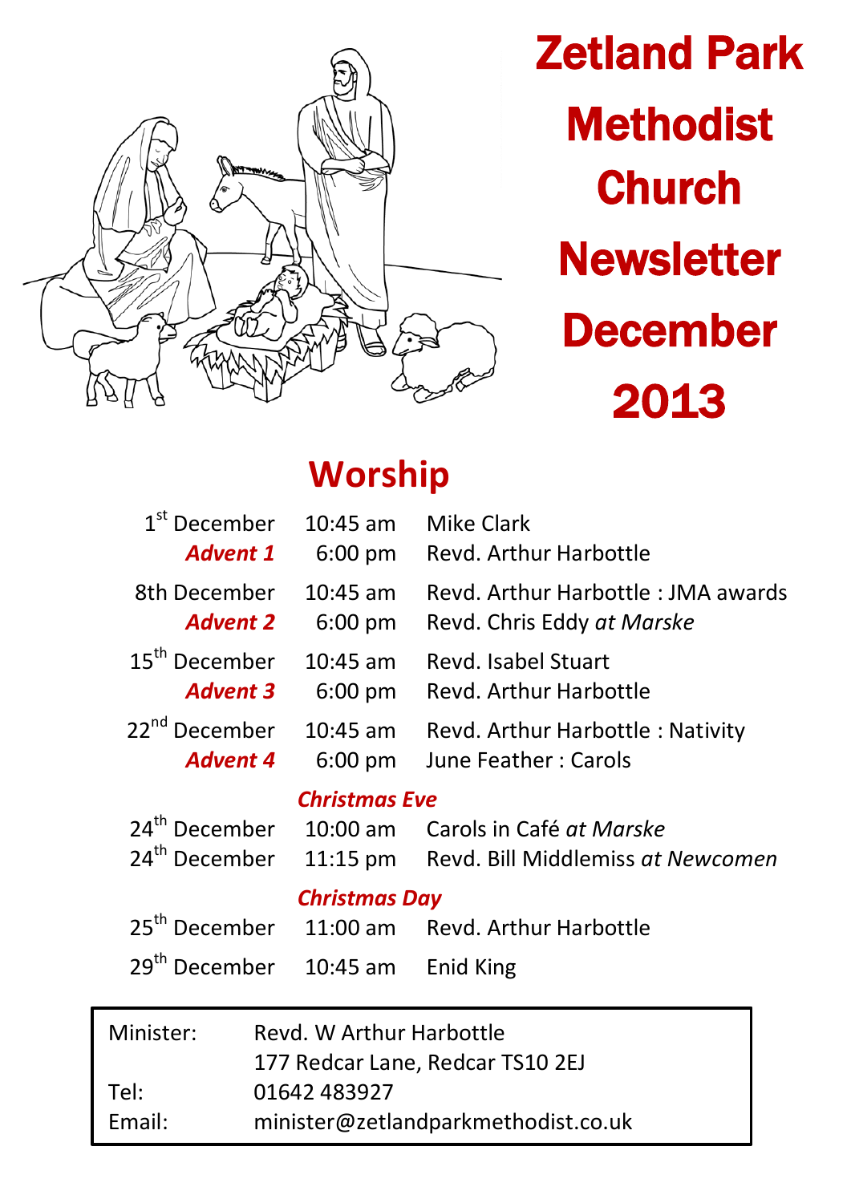# Zetland Park Methodist Church Newsletter December 2013

## Worship

| | | |
|---|---|---|
| 1st December | 10:45 am | Mike Clark |
| ***Advent 1*** | 6:00 pm | Revd. Arthur Harbottle |
| 8th December | 10:45 am | Revd. Arthur Harbottle : JMA awards |
| ***Advent 2*** | 6:00 pm | Revd. Chris Eddy *at Marske* |
| 15th December | 10:45 am | Revd. Isabel Stuart |
| ***Advent 3*** | 6:00 pm | Revd. Arthur Harbottle |
| 22nd December | 10:45 am | Revd. Arthur Harbottle : Nativity |
| ***Advent 4*** | 6:00 pm | June Feather : Carols |
| | ***Christmas Eve*** | |
| 24th December | 10:00 am | Carols in Café *at Marske* |
| 24th December | 11:15 pm | Revd. Bill Middlemiss *at Newcomen* |
| | ***Christmas Day*** | |
| 25th December | 11:00 am | Revd. Arthur Harbottle |
| 29th December | 10:45 am | Enid King |

| | |
|---|---|
| Minister: | Revd. W Arthur Harbottle |
| | 177 Redcar Lane, Redcar TS10 2EJ |
| Tel: | 01642 483927 |
| Email: | minister@zetlandparkmethodist.co.uk |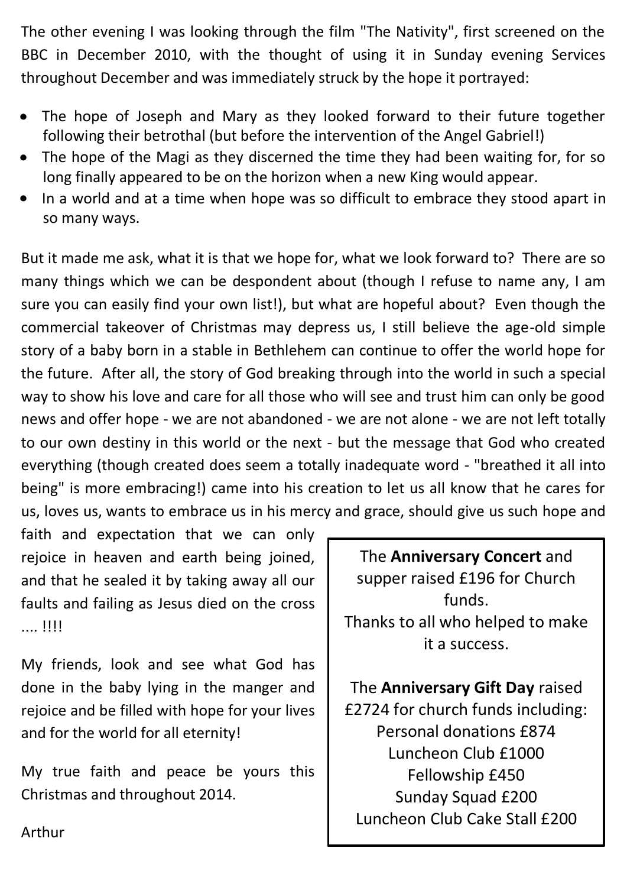The other evening I was looking through the film "The Nativity", first screened on the BBC in December 2010, with the thought of using it in Sunday evening Services throughout December and was immediately struck by the hope it portrayed:

- The hope of Joseph and Mary as they looked forward to their future together following their betrothal (but before the intervention of the Angel Gabriel!)
- The hope of the Magi as they discerned the time they had been waiting for, for so long finally appeared to be on the horizon when a new King would appear.
- In a world and at a time when hope was so difficult to embrace they stood apart in so many ways.

But it made me ask, what it is that we hope for, what we look forward to? There are so many things which we can be despondent about (though I refuse to name any, I am sure you can easily find your own list!), but what are hopeful about? Even though the commercial takeover of Christmas may depress us, I still believe the age-old simple story of a baby born in a stable in Bethlehem can continue to offer the world hope for the future. After all, the story of God breaking through into the world in such a special way to show his love and care for all those who will see and trust him can only be good news and offer hope - we are not abandoned - we are not alone - we are not left totally to our own destiny in this world or the next - but the message that God who created everything (though created does seem a totally inadequate word - "breathed it all into being" is more embracing!) came into his creation to let us all know that he cares for us, loves us, wants to embrace us in his mercy and grace, should give us such hope and faith and expectation that we can only rejoice in heaven and earth being joined, and that he sealed it by taking away all our faults and failing as Jesus died on the cross .... !!!!

My friends, look and see what God has done in the baby lying in the manger and rejoice and be filled with hope for your lives and for the world for all eternity!

My true faith and peace be yours this Christmas and throughout 2014.

Arthur

---

The **Anniversary Concert** and supper raised £196 for Church funds.
Thanks to all who helped to make it a success.

The **Anniversary Gift Day** raised £2724 for church funds including:
Personal donations £874
Luncheon Club £1000
Fellowship £450
Sunday Squad £200
Luncheon Club Cake Stall £200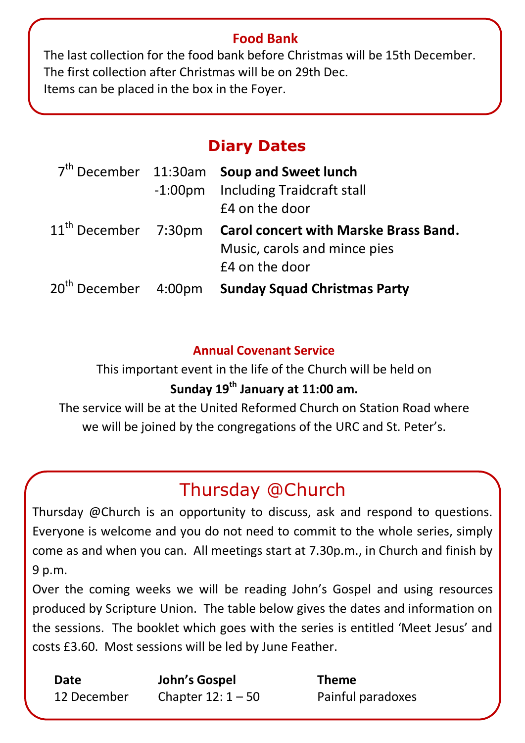## Food Bank

The last collection for the food bank before Christmas will be 15th December.
The first collection after Christmas will be on 29th Dec.
Items can be placed in the box in the Foyer.

## Diary Dates

| | | |
|---|---|---|
| 7th December | 11:30am -1:00pm | **Soup and Sweet lunch** Including Traidcraft stall £4 on the door |
| 11th December | 7:30pm | **Carol concert with Marske Brass Band.** Music, carols and mince pies £4 on the door |
| 20th December | 4:00pm | **Sunday Squad Christmas Party** |

### Annual Covenant Service

This important event in the life of the Church will be held on
**Sunday 19th January at 11:00 am.**
The service will be at the United Reformed Church on Station Road where we will be joined by the congregations of the URC and St. Peter's.

## Thursday @Church

Thursday @Church is an opportunity to discuss, ask and respond to questions. Everyone is welcome and you do not need to commit to the whole series, simply come as and when you can. All meetings start at 7.30p.m., in Church and finish by 9 p.m.

Over the coming weeks we will be reading John's Gospel and using resources produced by Scripture Union. The table below gives the dates and information on the sessions. The booklet which goes with the series is entitled 'Meet Jesus' and costs £3.60. Most sessions will be led by June Feather.

| Date | John's Gospel | Theme |
|---|---|---|
| 12 December | Chapter 12: 1 – 50 | Painful paradoxes |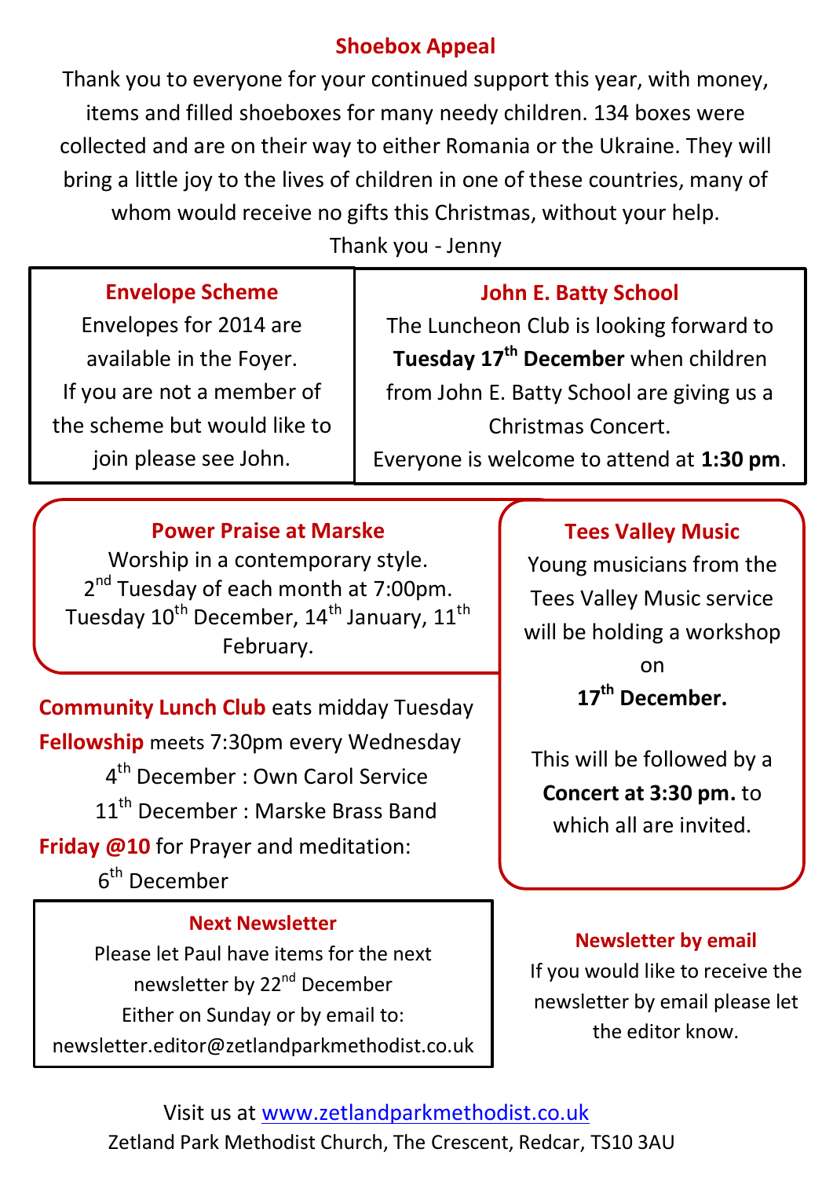## Shoebox Appeal

Thank you to everyone for your continued support this year, with money, items and filled shoeboxes for many needy children. 134 boxes were collected and are on their way to either Romania or the Ukraine. They will bring a little joy to the lives of children in one of these countries, many of whom would receive no gifts this Christmas, without your help.

Thank you - Jenny

## Envelope Scheme

Envelopes for 2014 are available in the Foyer.
If you are not a member of the scheme but would like to join please see John.

## John E. Batty School

The Luncheon Club is looking forward to **Tuesday 17th December** when children from John E. Batty School are giving us a Christmas Concert.
Everyone is welcome to attend at **1:30 pm**.

## Power Praise at Marske

Worship in a contemporary style.
2nd Tuesday of each month at 7:00pm.
Tuesday 10th December, 14th January, 11th February.

## Tees Valley Music

Young musicians from the Tees Valley Music service will be holding a workshop on
**17th December.**

This will be followed by a **Concert at 3:30 pm.** to which all are invited.

**Community Lunch Club** eats midday Tuesday

**Fellowship** meets 7:30pm every Wednesday

4th December : Own Carol Service

11th December : Marske Brass Band

**Friday @10** for Prayer and meditation:

6th December

## Next Newsletter

Please let Paul have items for the next newsletter by 22nd December
Either on Sunday or by email to:
newsletter.editor@zetlandparkmethodist.co.uk

## Newsletter by email

If you would like to receive the newsletter by email please let the editor know.

Visit us at www.zetlandparkmethodist.co.uk
Zetland Park Methodist Church, The Crescent, Redcar, TS10 3AU